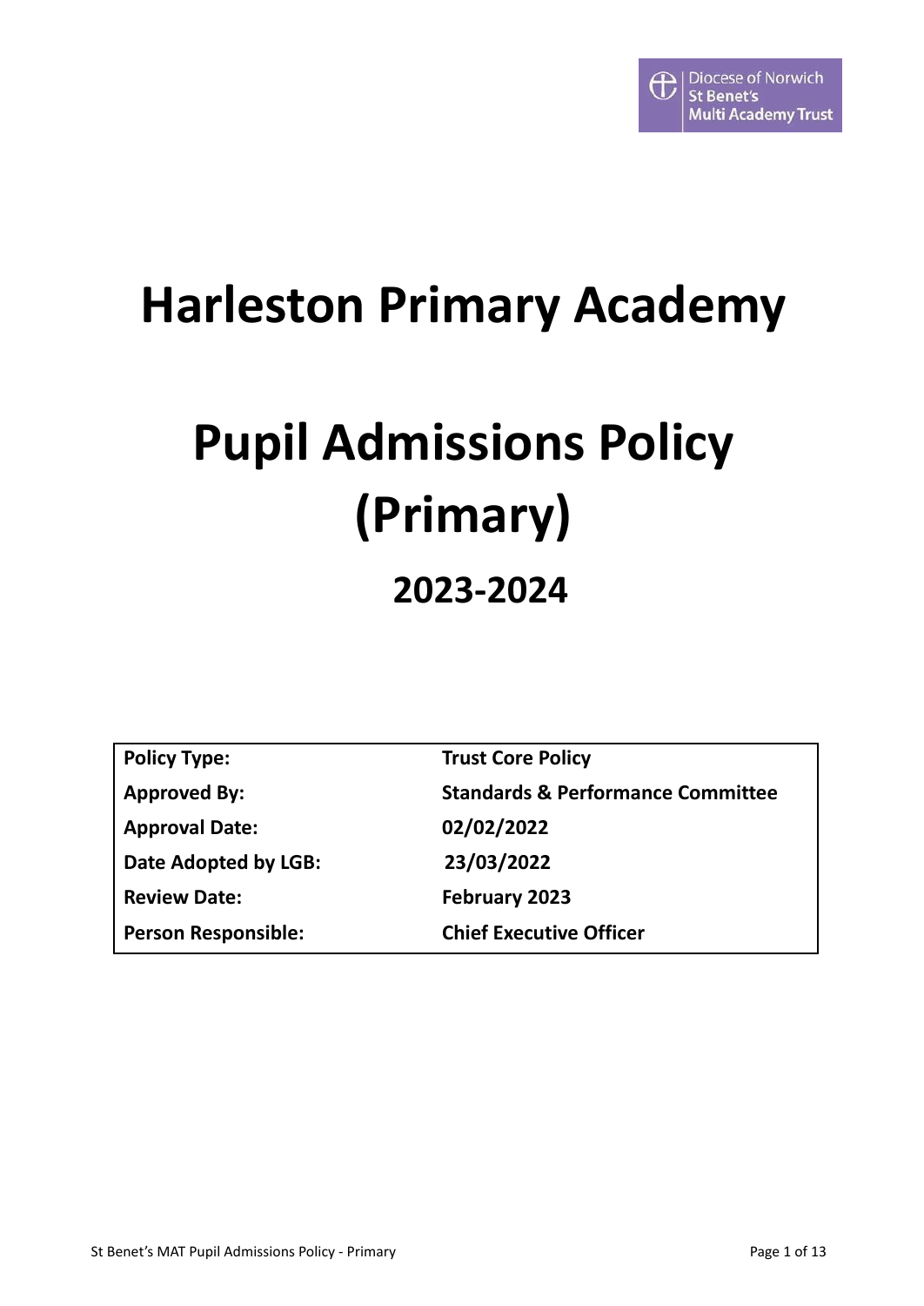Diocese of Norwich
St Benet's
Multi Academy Trust

# Harleston Primary Academy

# Pupil Admissions Policy (Primary)

## 2023-2024

| | |
|---|---|
| **Policy Type:** | **Trust Core Policy** |
| **Approved By:** | **Standards & Performance Committee** |
| **Approval Date:** | **02/02/2022** |
| **Date Adopted by LGB:** | **23/03/2022** |
| **Review Date:** | **February 2023** |
| **Person Responsible:** | **Chief Executive Officer** |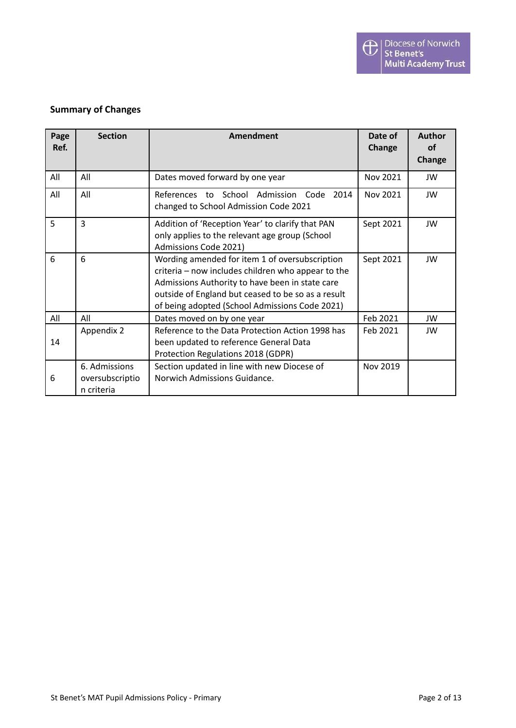**Summary of Changes**

| Page Ref. | Section | Amendment | Date of Change | Author of Change |
|---|---|---|---|---|
| All | All | Dates moved forward by one year | Nov 2021 | JW |
| All | All | References to School Admission Code 2014 changed to School Admission Code 2021 | Nov 2021 | JW |
| 5 | 3 | Addition of 'Reception Year' to clarify that PAN only applies to the relevant age group (School Admissions Code 2021) | Sept 2021 | JW |
| 6 | 6 | Wording amended for item 1 of oversubscription criteria – now includes children who appear to the Admissions Authority to have been in state care outside of England but ceased to be so as a result of being adopted (School Admissions Code 2021) | Sept 2021 | JW |
| All | All | Dates moved on by one year | Feb 2021 | JW |
| 14 | Appendix 2 | Reference to the Data Protection Action 1998 has been updated to reference General Data Protection Regulations 2018 (GDPR) | Feb 2021 | JW |
| 6 | 6. Admissions oversubscription criteria | Section updated in line with new Diocese of Norwich Admissions Guidance. | Nov 2019 | |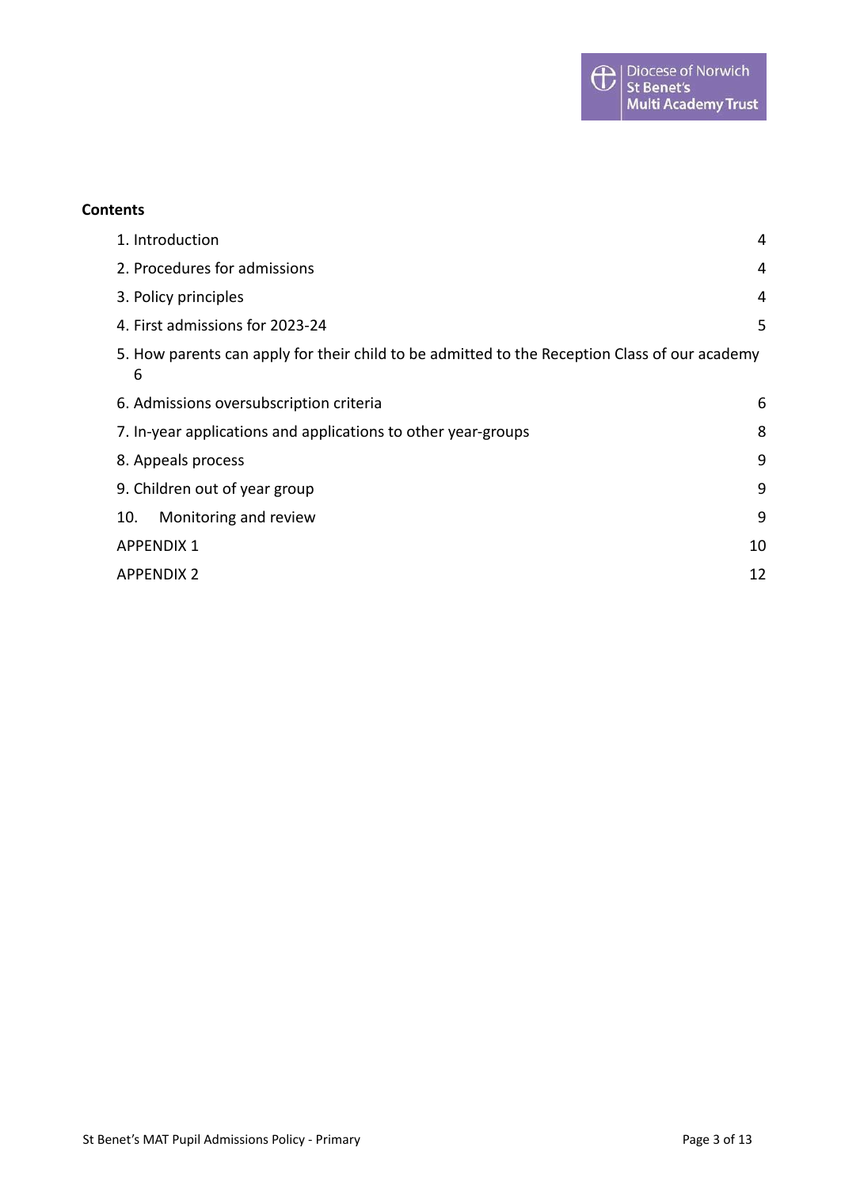**Contents**

| | |
|---|---|
| 1. Introduction | 4 |
| 2. Procedures for admissions | 4 |
| 3. Policy principles | 4 |
| 4. First admissions for 2023-24 | 5 |
| 5. How parents can apply for their child to be admitted to the Reception Class of our academy | 6 |
| 6. Admissions oversubscription criteria | 6 |
| 7. In-year applications and applications to other year-groups | 8 |
| 8. Appeals process | 9 |
| 9. Children out of year group | 9 |
| 10. Monitoring and review | 9 |
| APPENDIX 1 | 10 |
| APPENDIX 2 | 12 |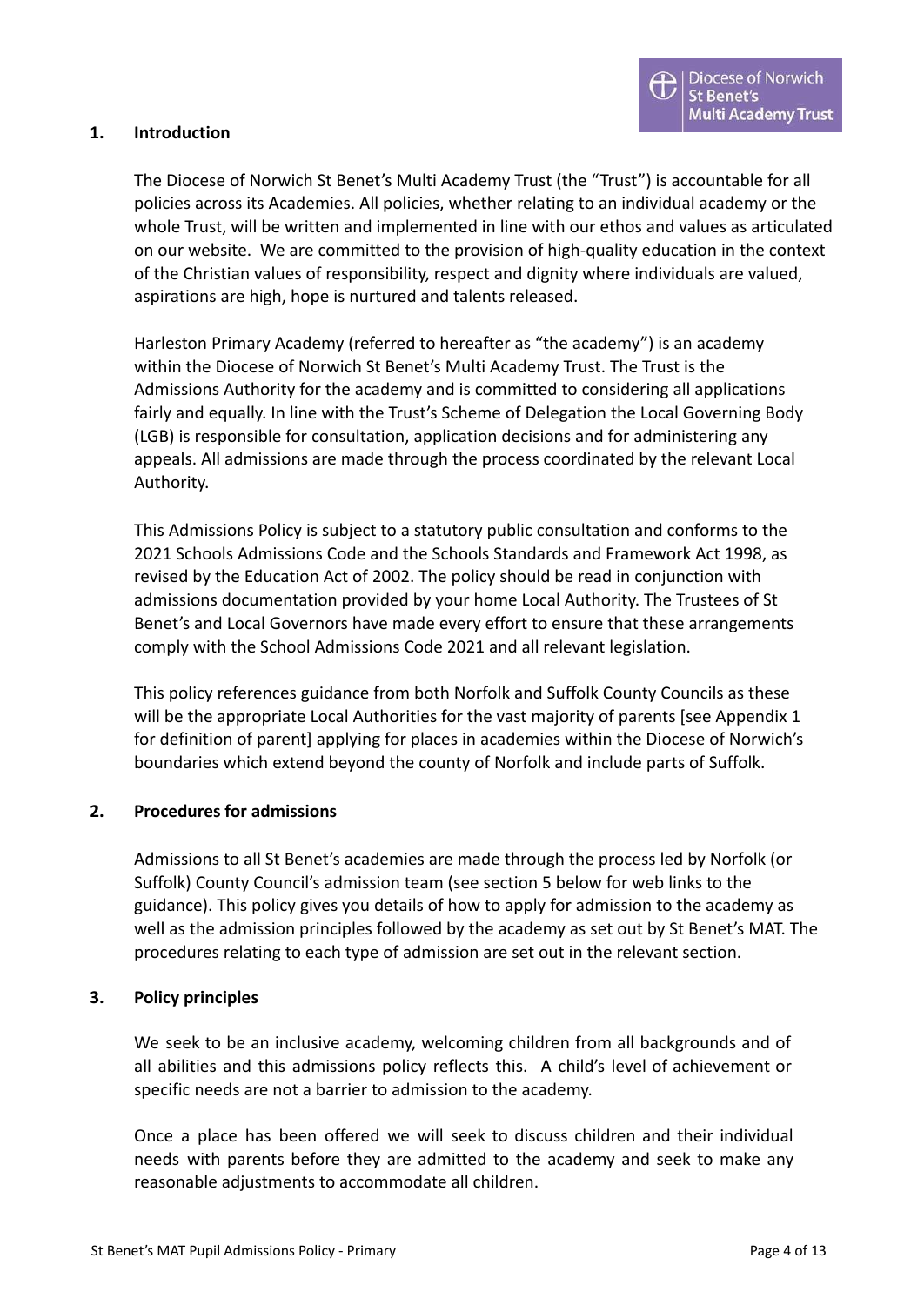## 1. Introduction

The Diocese of Norwich St Benet's Multi Academy Trust (the "Trust") is accountable for all policies across its Academies. All policies, whether relating to an individual academy or the whole Trust, will be written and implemented in line with our ethos and values as articulated on our website. We are committed to the provision of high-quality education in the context of the Christian values of responsibility, respect and dignity where individuals are valued, aspirations are high, hope is nurtured and talents released.

Harleston Primary Academy (referred to hereafter as "the academy") is an academy within the Diocese of Norwich St Benet's Multi Academy Trust. The Trust is the Admissions Authority for the academy and is committed to considering all applications fairly and equally. In line with the Trust's Scheme of Delegation the Local Governing Body (LGB) is responsible for consultation, application decisions and for administering any appeals. All admissions are made through the process coordinated by the relevant Local Authority.

This Admissions Policy is subject to a statutory public consultation and conforms to the 2021 Schools Admissions Code and the Schools Standards and Framework Act 1998, as revised by the Education Act of 2002. The policy should be read in conjunction with admissions documentation provided by your home Local Authority. The Trustees of St Benet's and Local Governors have made every effort to ensure that these arrangements comply with the School Admissions Code 2021 and all relevant legislation.

This policy references guidance from both Norfolk and Suffolk County Councils as these will be the appropriate Local Authorities for the vast majority of parents [see Appendix 1 for definition of parent] applying for places in academies within the Diocese of Norwich's boundaries which extend beyond the county of Norfolk and include parts of Suffolk.

## 2. Procedures for admissions

Admissions to all St Benet's academies are made through the process led by Norfolk (or Suffolk) County Council's admission team (see section 5 below for web links to the guidance). This policy gives you details of how to apply for admission to the academy as well as the admission principles followed by the academy as set out by St Benet's MAT. The procedures relating to each type of admission are set out in the relevant section.

## 3. Policy principles

We seek to be an inclusive academy, welcoming children from all backgrounds and of all abilities and this admissions policy reflects this. A child's level of achievement or specific needs are not a barrier to admission to the academy.

Once a place has been offered we will seek to discuss children and their individual needs with parents before they are admitted to the academy and seek to make any reasonable adjustments to accommodate all children.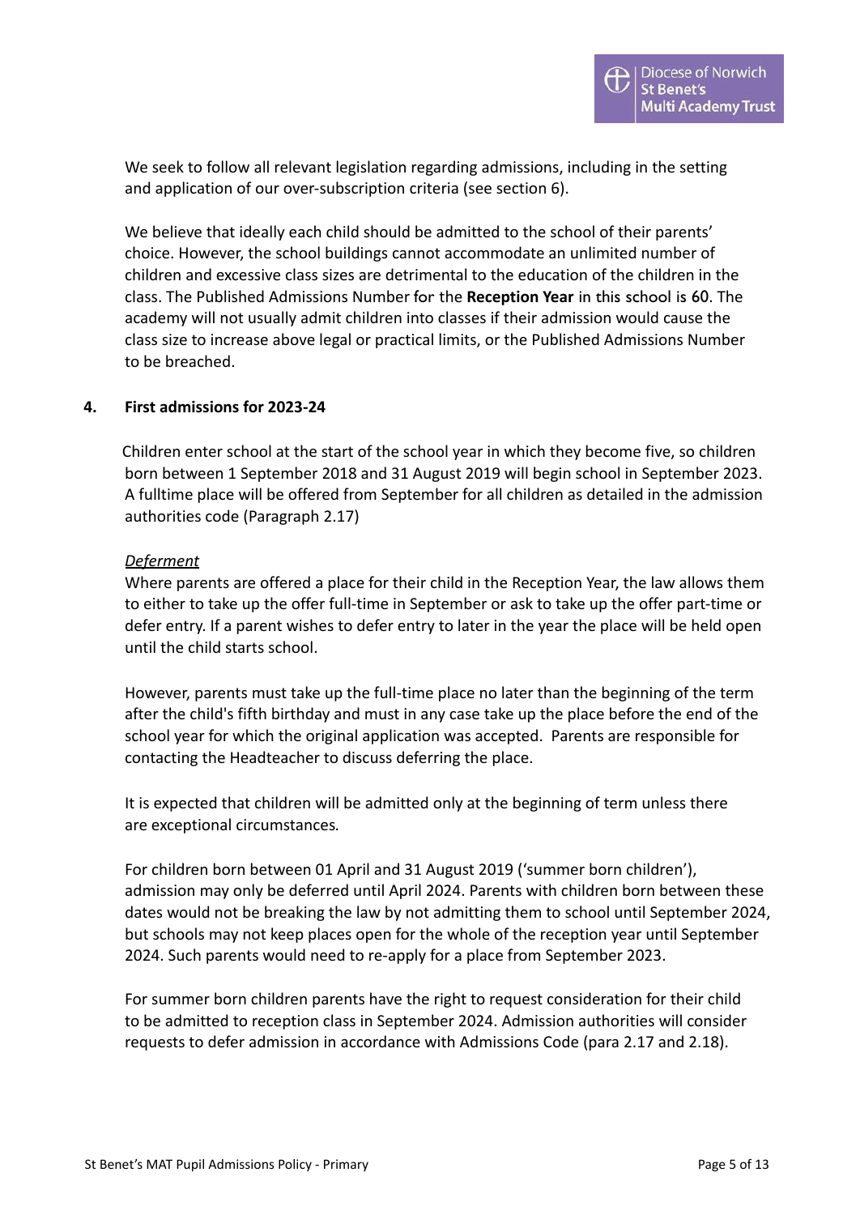We seek to follow all relevant legislation regarding admissions, including in the setting and application of our over-subscription criteria (see section 6).

We believe that ideally each child should be admitted to the school of their parents' choice. However, the school buildings cannot accommodate an unlimited number of children and excessive class sizes are detrimental to the education of the children in the class. The Published Admissions Number for the **Reception Year** in this school is 60. The academy will not usually admit children into classes if their admission would cause the class size to increase above legal or practical limits, or the Published Admissions Number to be breached.

## 4. First admissions for 2023-24

Children enter school at the start of the school year in which they become five, so children born between 1 September 2018 and 31 August 2019 will begin school in September 2023. A fulltime place will be offered from September for all children as detailed in the admission authorities code (Paragraph 2.17)

*Deferment*

Where parents are offered a place for their child in the Reception Year, the law allows them to either to take up the offer full-time in September or ask to take up the offer part-time or defer entry. If a parent wishes to defer entry to later in the year the place will be held open until the child starts school.

However, parents must take up the full-time place no later than the beginning of the term after the child's fifth birthday and must in any case take up the place before the end of the school year for which the original application was accepted. Parents are responsible for contacting the Headteacher to discuss deferring the place.

It is expected that children will be admitted only at the beginning of term unless there are exceptional circumstances.

For children born between 01 April and 31 August 2019 ('summer born children'), admission may only be deferred until April 2024. Parents with children born between these dates would not be breaking the law by not admitting them to school until September 2024, but schools may not keep places open for the whole of the reception year until September 2024. Such parents would need to re-apply for a place from September 2023.

For summer born children parents have the right to request consideration for their child to be admitted to reception class in September 2024. Admission authorities will consider requests to defer admission in accordance with Admissions Code (para 2.17 and 2.18).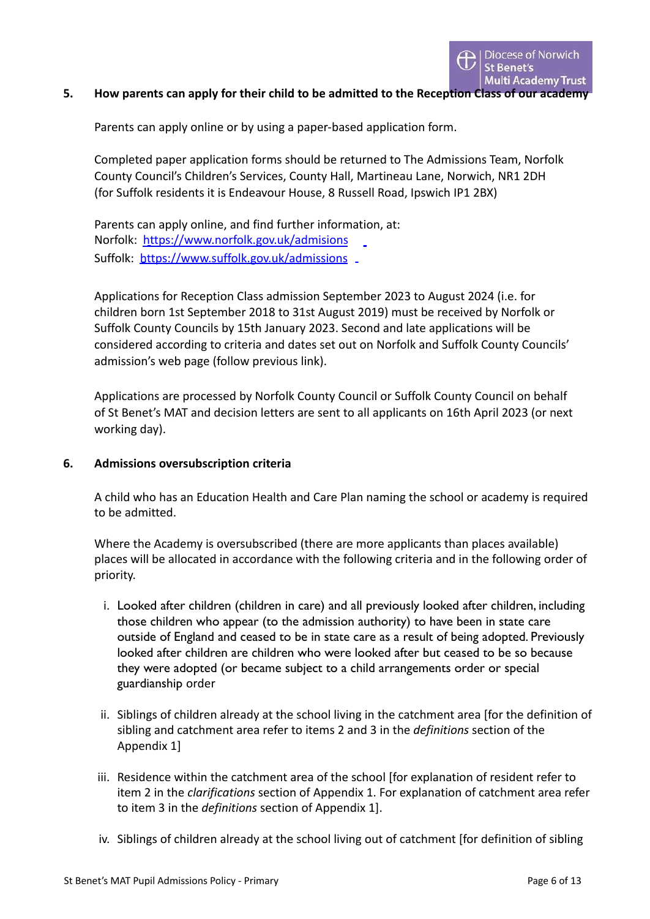## 5. How parents can apply for their child to be admitted to the Reception Class of our academy

Parents can apply online or by using a paper-based application form.

Completed paper application forms should be returned to The Admissions Team, Norfolk County Council's Children's Services, County Hall, Martineau Lane, Norwich, NR1 2DH (for Suffolk residents it is Endeavour House, 8 Russell Road, Ipswich IP1 2BX)

Parents can apply online, and find further information, at:
Norfolk: [https://www.norfolk.gov.uk/admisions](https://www.norfolk.gov.uk/admisions)
Suffolk: [https://www.suffolk.gov.uk/admissions](https://www.suffolk.gov.uk/admissions)

Applications for Reception Class admission September 2023 to August 2024 (i.e. for children born 1st September 2018 to 31st August 2019) must be received by Norfolk or Suffolk County Councils by 15th January 2023. Second and late applications will be considered according to criteria and dates set out on Norfolk and Suffolk County Councils' admission's web page (follow previous link).

Applications are processed by Norfolk County Council or Suffolk County Council on behalf of St Benet's MAT and decision letters are sent to all applicants on 16th April 2023 (or next working day).

## 6. Admissions oversubscription criteria

A child who has an Education Health and Care Plan naming the school or academy is required to be admitted.

Where the Academy is oversubscribed (there are more applicants than places available) places will be allocated in accordance with the following criteria and in the following order of priority.

i. Looked after children (children in care) and all previously looked after children, including those children who appear (to the admission authority) to have been in state care outside of England and ceased to be in state care as a result of being adopted. Previously looked after children are children who were looked after but ceased to be so because they were adopted (or became subject to a child arrangements order or special guardianship order

ii. Siblings of children already at the school living in the catchment area [for the definition of sibling and catchment area refer to items 2 and 3 in the *definitions* section of the Appendix 1]

iii. Residence within the catchment area of the school [for explanation of resident refer to item 2 in the *clarifications* section of Appendix 1. For explanation of catchment area refer to item 3 in the *definitions* section of Appendix 1].

iv. Siblings of children already at the school living out of catchment [for definition of sibling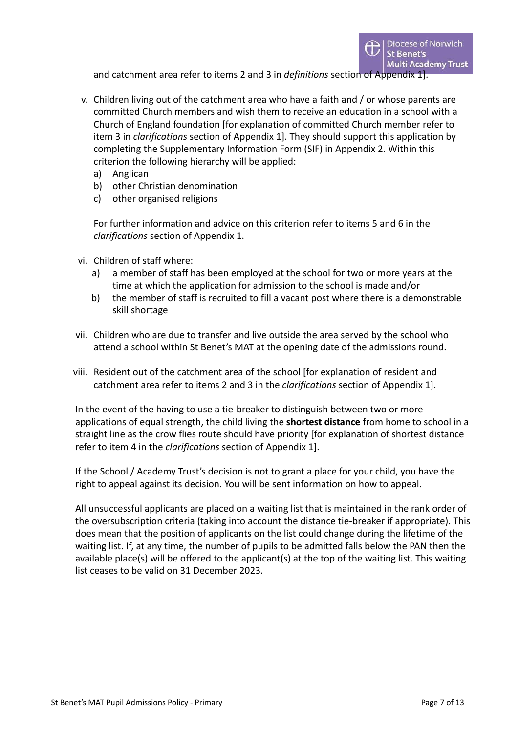and catchment area refer to items 2 and 3 in *definitions* section of Appendix 1].

v. Children living out of the catchment area who have a faith and / or whose parents are committed Church members and wish them to receive an education in a school with a Church of England foundation [for explanation of committed Church member refer to item 3 in *clarifications* section of Appendix 1]. They should support this application by completing the Supplementary Information Form (SIF) in Appendix 2. Within this criterion the following hierarchy will be applied:
   a) Anglican
   b) other Christian denomination
   c) other organised religions

   For further information and advice on this criterion refer to items 5 and 6 in the *clarifications* section of Appendix 1.

vi. Children of staff where:
   a) a member of staff has been employed at the school for two or more years at the time at which the application for admission to the school is made and/or
   b) the member of staff is recruited to fill a vacant post where there is a demonstrable skill shortage

vii. Children who are due to transfer and live outside the area served by the school who attend a school within St Benet's MAT at the opening date of the admissions round.

viii. Resident out of the catchment area of the school [for explanation of resident and catchment area refer to items 2 and 3 in the *clarifications* section of Appendix 1].

In the event of the having to use a tie-breaker to distinguish between two or more applications of equal strength, the child living the **shortest distance** from home to school in a straight line as the crow flies route should have priority [for explanation of shortest distance refer to item 4 in the *clarifications* section of Appendix 1].

If the School / Academy Trust's decision is not to grant a place for your child, you have the right to appeal against its decision. You will be sent information on how to appeal.

All unsuccessful applicants are placed on a waiting list that is maintained in the rank order of the oversubscription criteria (taking into account the distance tie-breaker if appropriate). This does mean that the position of applicants on the list could change during the lifetime of the waiting list. If, at any time, the number of pupils to be admitted falls below the PAN then the available place(s) will be offered to the applicant(s) at the top of the waiting list. This waiting list ceases to be valid on 31 December 2023.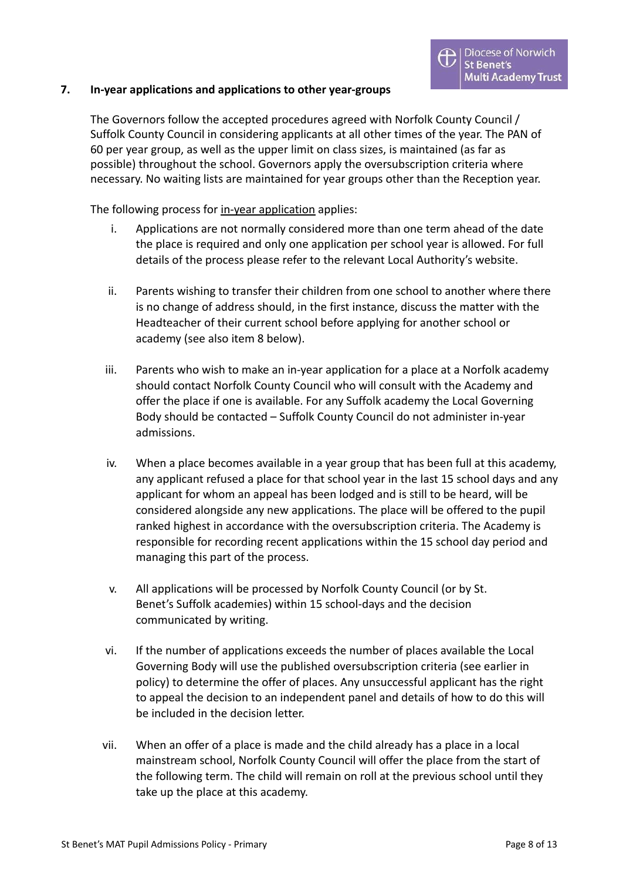## 7. In-year applications and applications to other year-groups

The Governors follow the accepted procedures agreed with Norfolk County Council / Suffolk County Council in considering applicants at all other times of the year. The PAN of 60 per year group, as well as the upper limit on class sizes, is maintained (as far as possible) throughout the school. Governors apply the oversubscription criteria where necessary. No waiting lists are maintained for year groups other than the Reception year.

The following process for in-year application applies:

i. Applications are not normally considered more than one term ahead of the date the place is required and only one application per school year is allowed. For full details of the process please refer to the relevant Local Authority's website.

ii. Parents wishing to transfer their children from one school to another where there is no change of address should, in the first instance, discuss the matter with the Headteacher of their current school before applying for another school or academy (see also item 8 below).

iii. Parents who wish to make an in-year application for a place at a Norfolk academy should contact Norfolk County Council who will consult with the Academy and offer the place if one is available. For any Suffolk academy the Local Governing Body should be contacted – Suffolk County Council do not administer in-year admissions.

iv. When a place becomes available in a year group that has been full at this academy, any applicant refused a place for that school year in the last 15 school days and any applicant for whom an appeal has been lodged and is still to be heard, will be considered alongside any new applications. The place will be offered to the pupil ranked highest in accordance with the oversubscription criteria. The Academy is responsible for recording recent applications within the 15 school day period and managing this part of the process.

v. All applications will be processed by Norfolk County Council (or by St. Benet's Suffolk academies) within 15 school-days and the decision communicated by writing.

vi. If the number of applications exceeds the number of places available the Local Governing Body will use the published oversubscription criteria (see earlier in policy) to determine the offer of places. Any unsuccessful applicant has the right to appeal the decision to an independent panel and details of how to do this will be included in the decision letter.

vii. When an offer of a place is made and the child already has a place in a local mainstream school, Norfolk County Council will offer the place from the start of the following term. The child will remain on roll at the previous school until they take up the place at this academy.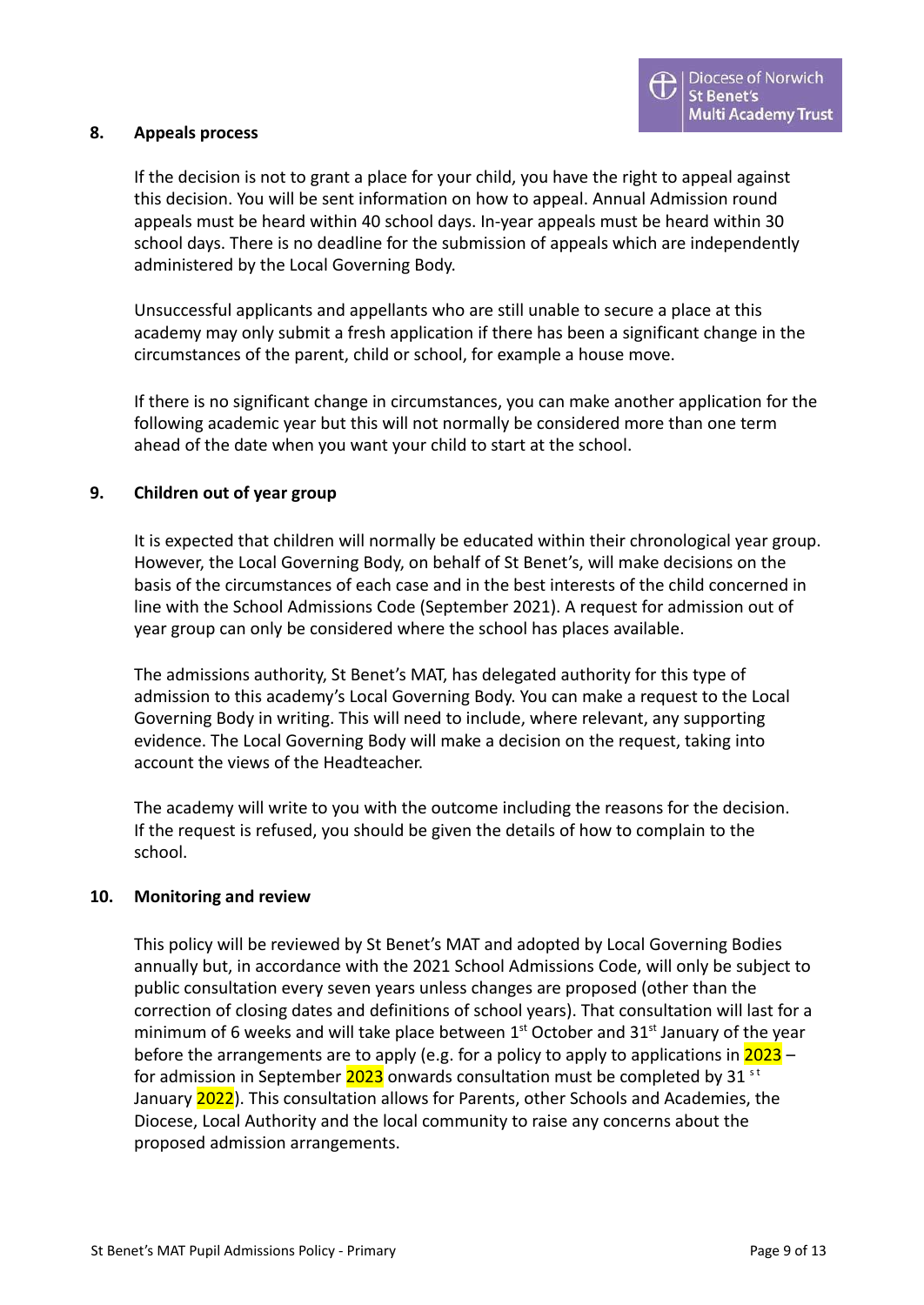## 8. Appeals process

If the decision is not to grant a place for your child, you have the right to appeal against this decision. You will be sent information on how to appeal. Annual Admission round appeals must be heard within 40 school days. In-year appeals must be heard within 30 school days. There is no deadline for the submission of appeals which are independently administered by the Local Governing Body.

Unsuccessful applicants and appellants who are still unable to secure a place at this academy may only submit a fresh application if there has been a significant change in the circumstances of the parent, child or school, for example a house move.

If there is no significant change in circumstances, you can make another application for the following academic year but this will not normally be considered more than one term ahead of the date when you want your child to start at the school.

## 9. Children out of year group

It is expected that children will normally be educated within their chronological year group. However, the Local Governing Body, on behalf of St Benet's, will make decisions on the basis of the circumstances of each case and in the best interests of the child concerned in line with the School Admissions Code (September 2021). A request for admission out of year group can only be considered where the school has places available.

The admissions authority, St Benet's MAT, has delegated authority for this type of admission to this academy's Local Governing Body. You can make a request to the Local Governing Body in writing. This will need to include, where relevant, any supporting evidence. The Local Governing Body will make a decision on the request, taking into account the views of the Headteacher.

The academy will write to you with the outcome including the reasons for the decision. If the request is refused, you should be given the details of how to complain to the school.

## 10. Monitoring and review

This policy will be reviewed by St Benet's MAT and adopted by Local Governing Bodies annually but, in accordance with the 2021 School Admissions Code, will only be subject to public consultation every seven years unless changes are proposed (other than the correction of closing dates and definitions of school years). That consultation will last for a minimum of 6 weeks and will take place between 1st October and 31st January of the year before the arrangements are to apply (e.g. for a policy to apply to applications in 2023 – for admission in September 2023 onwards consultation must be completed by 31st January 2022). This consultation allows for Parents, other Schools and Academies, the Diocese, Local Authority and the local community to raise any concerns about the proposed admission arrangements.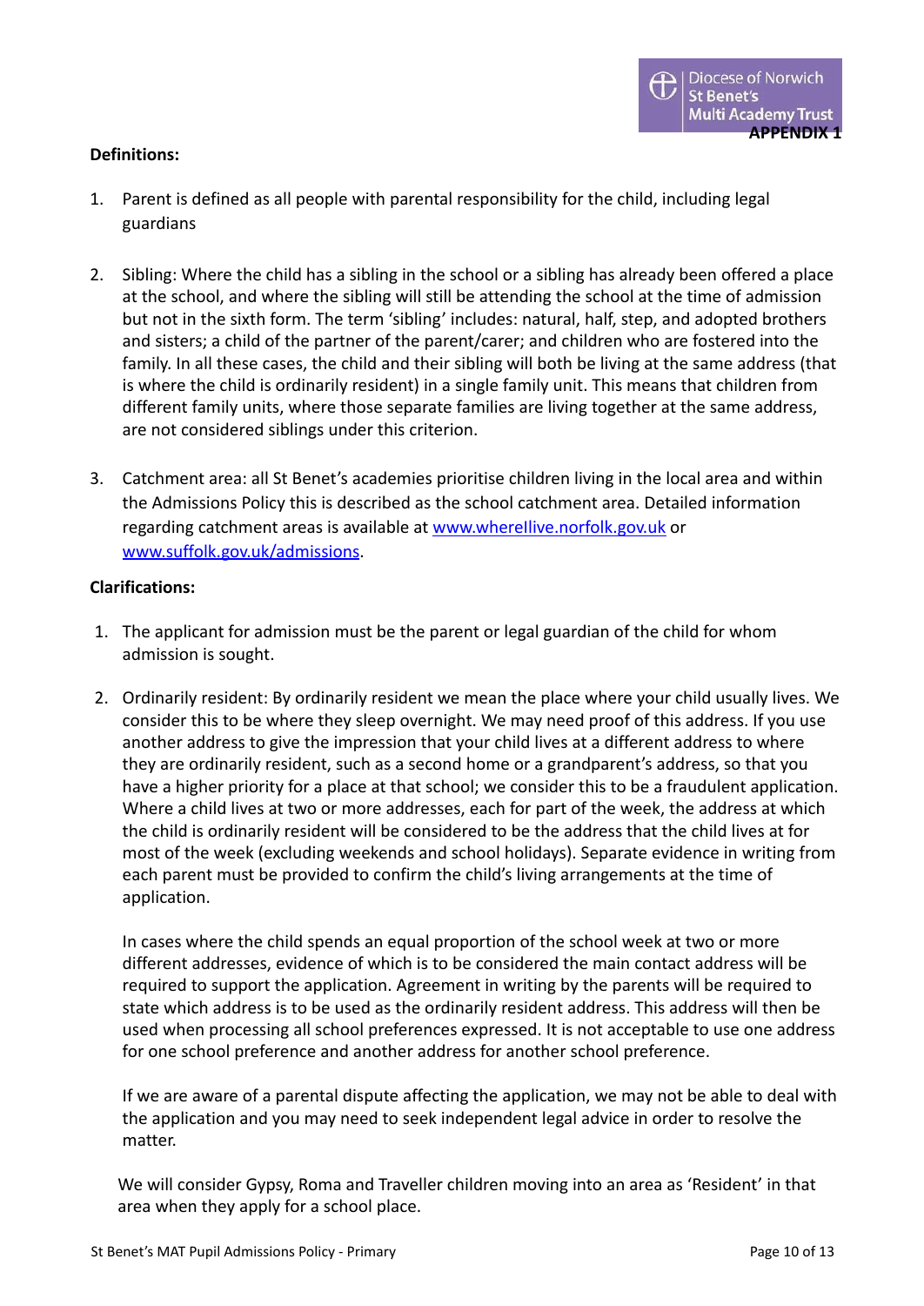**APPENDIX 1**

**Definitions:**

1. Parent is defined as all people with parental responsibility for the child, including legal guardians

2. Sibling: Where the child has a sibling in the school or a sibling has already been offered a place at the school, and where the sibling will still be attending the school at the time of admission but not in the sixth form. The term 'sibling' includes: natural, half, step, and adopted brothers and sisters; a child of the partner of the parent/carer; and children who are fostered into the family. In all these cases, the child and their sibling will both be living at the same address (that is where the child is ordinarily resident) in a single family unit. This means that children from different family units, where those separate families are living together at the same address, are not considered siblings under this criterion.

3. Catchment area: all St Benet's academies prioritise children living in the local area and within the Admissions Policy this is described as the school catchment area. Detailed information regarding catchment areas is available at www.whereIlive.norfolk.gov.uk or www.suffolk.gov.uk/admissions.

**Clarifications:**

1. The applicant for admission must be the parent or legal guardian of the child for whom admission is sought.

2. Ordinarily resident: By ordinarily resident we mean the place where your child usually lives. We consider this to be where they sleep overnight. We may need proof of this address. If you use another address to give the impression that your child lives at a different address to where they are ordinarily resident, such as a second home or a grandparent's address, so that you have a higher priority for a place at that school; we consider this to be a fraudulent application. Where a child lives at two or more addresses, each for part of the week, the address at which the child is ordinarily resident will be considered to be the address that the child lives at for most of the week (excluding weekends and school holidays). Separate evidence in writing from each parent must be provided to confirm the child's living arrangements at the time of application.

   In cases where the child spends an equal proportion of the school week at two or more different addresses, evidence of which is to be considered the main contact address will be required to support the application. Agreement in writing by the parents will be required to state which address is to be used as the ordinarily resident address. This address will then be used when processing all school preferences expressed. It is not acceptable to use one address for one school preference and another address for another school preference.

   If we are aware of a parental dispute affecting the application, we may not be able to deal with the application and you may need to seek independent legal advice in order to resolve the matter.

   We will consider Gypsy, Roma and Traveller children moving into an area as 'Resident' in that area when they apply for a school place.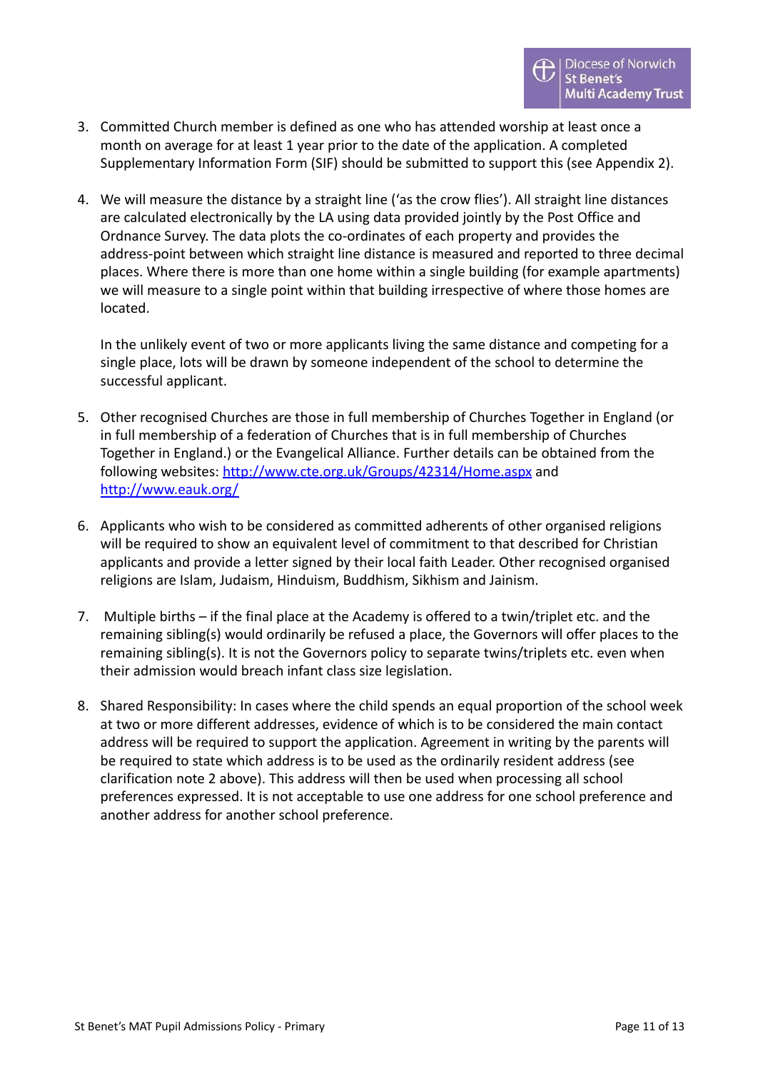3. Committed Church member is defined as one who has attended worship at least once a month on average for at least 1 year prior to the date of the application. A completed Supplementary Information Form (SIF) should be submitted to support this (see Appendix 2).

4. We will measure the distance by a straight line ('as the crow flies'). All straight line distances are calculated electronically by the LA using data provided jointly by the Post Office and Ordnance Survey. The data plots the co-ordinates of each property and provides the address-point between which straight line distance is measured and reported to three decimal places. Where there is more than one home within a single building (for example apartments) we will measure to a single point within that building irrespective of where those homes are located.

   In the unlikely event of two or more applicants living the same distance and competing for a single place, lots will be drawn by someone independent of the school to determine the successful applicant.

5. Other recognised Churches are those in full membership of Churches Together in England (or in full membership of a federation of Churches that is in full membership of Churches Together in England.) or the Evangelical Alliance. Further details can be obtained from the following websites: [http://www.cte.org.uk/Groups/42314/Home.aspx](http://www.cte.org.uk/Groups/42314/Home.aspx) and [http://www.eauk.org/](http://www.eauk.org/)

6. Applicants who wish to be considered as committed adherents of other organised religions will be required to show an equivalent level of commitment to that described for Christian applicants and provide a letter signed by their local faith Leader. Other recognised organised religions are Islam, Judaism, Hinduism, Buddhism, Sikhism and Jainism.

7. Multiple births – if the final place at the Academy is offered to a twin/triplet etc. and the remaining sibling(s) would ordinarily be refused a place, the Governors will offer places to the remaining sibling(s). It is not the Governors policy to separate twins/triplets etc. even when their admission would breach infant class size legislation.

8. Shared Responsibility: In cases where the child spends an equal proportion of the school week at two or more different addresses, evidence of which is to be considered the main contact address will be required to support the application. Agreement in writing by the parents will be required to state which address is to be used as the ordinarily resident address (see clarification note 2 above). This address will then be used when processing all school preferences expressed. It is not acceptable to use one address for one school preference and another address for another school preference.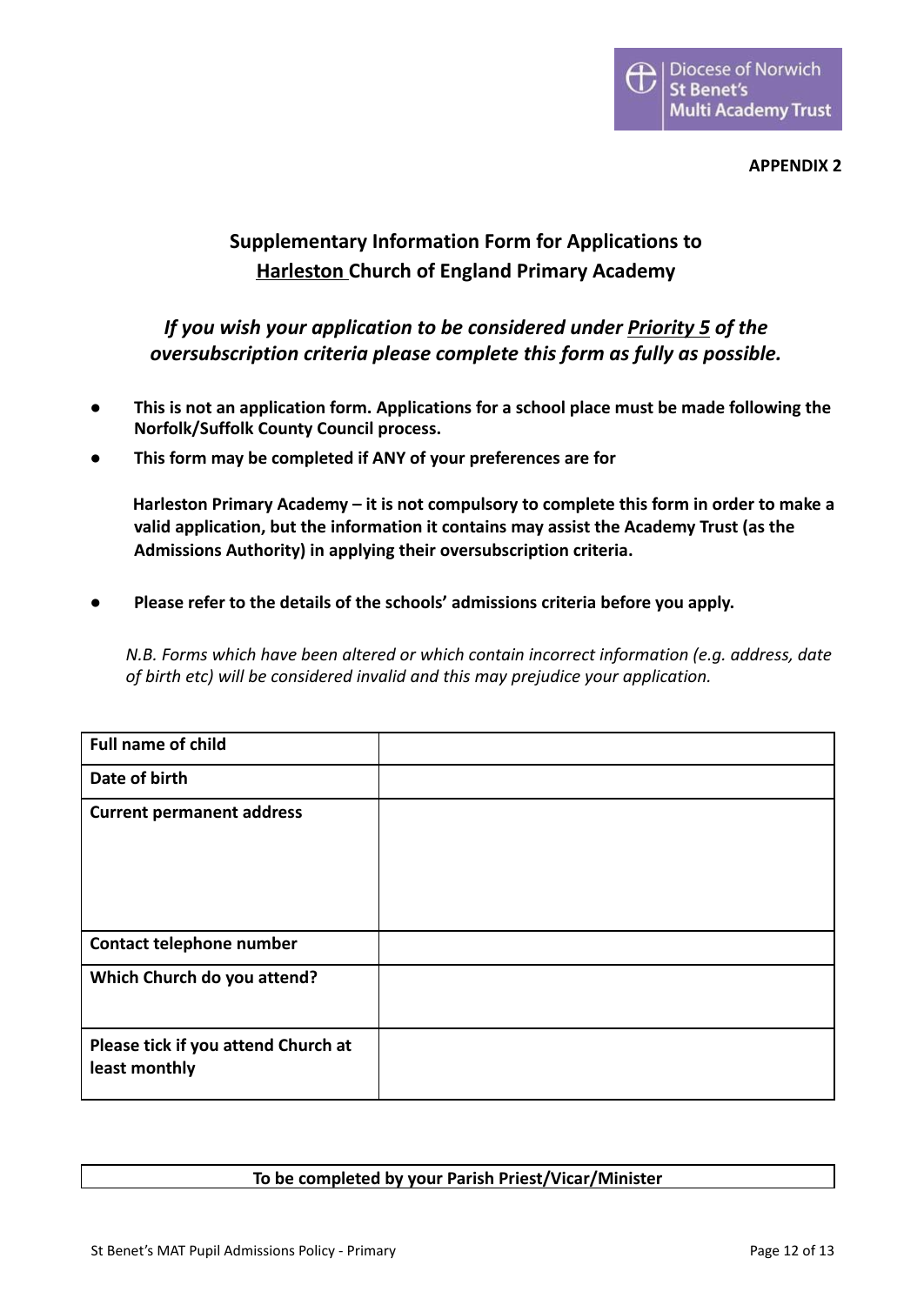**APPENDIX 2**

## Supplementary Information Form for Applications to <u>Harleston</u> Church of England Primary Academy

***If you wish your application to be considered under <u>Priority 5</u> of the oversubscription criteria please complete this form as fully as possible.***

- **This is not an application form. Applications for a school place must be made following the Norfolk/Suffolk County Council process.**
- **This form may be completed if ANY of your preferences are for**

  **Harleston Primary Academy – it is not compulsory to complete this form in order to make a valid application, but the information it contains may assist the Academy Trust (as the Admissions Authority) in applying their oversubscription criteria.**
- **Please refer to the details of the schools' admissions criteria before you apply.**

*N.B. Forms which have been altered or which contain incorrect information (e.g. address, date of birth etc) will be considered invalid and this may prejudice your application.*

| **Full name of child** | |
|---|---|
| **Date of birth** | |
| **Current permanent address** | |
| **Contact telephone number** | |
| **Which Church do you attend?** | |
| **Please tick if you attend Church at least monthly** | |

| **To be completed by your Parish Priest/Vicar/Minister** |
|---|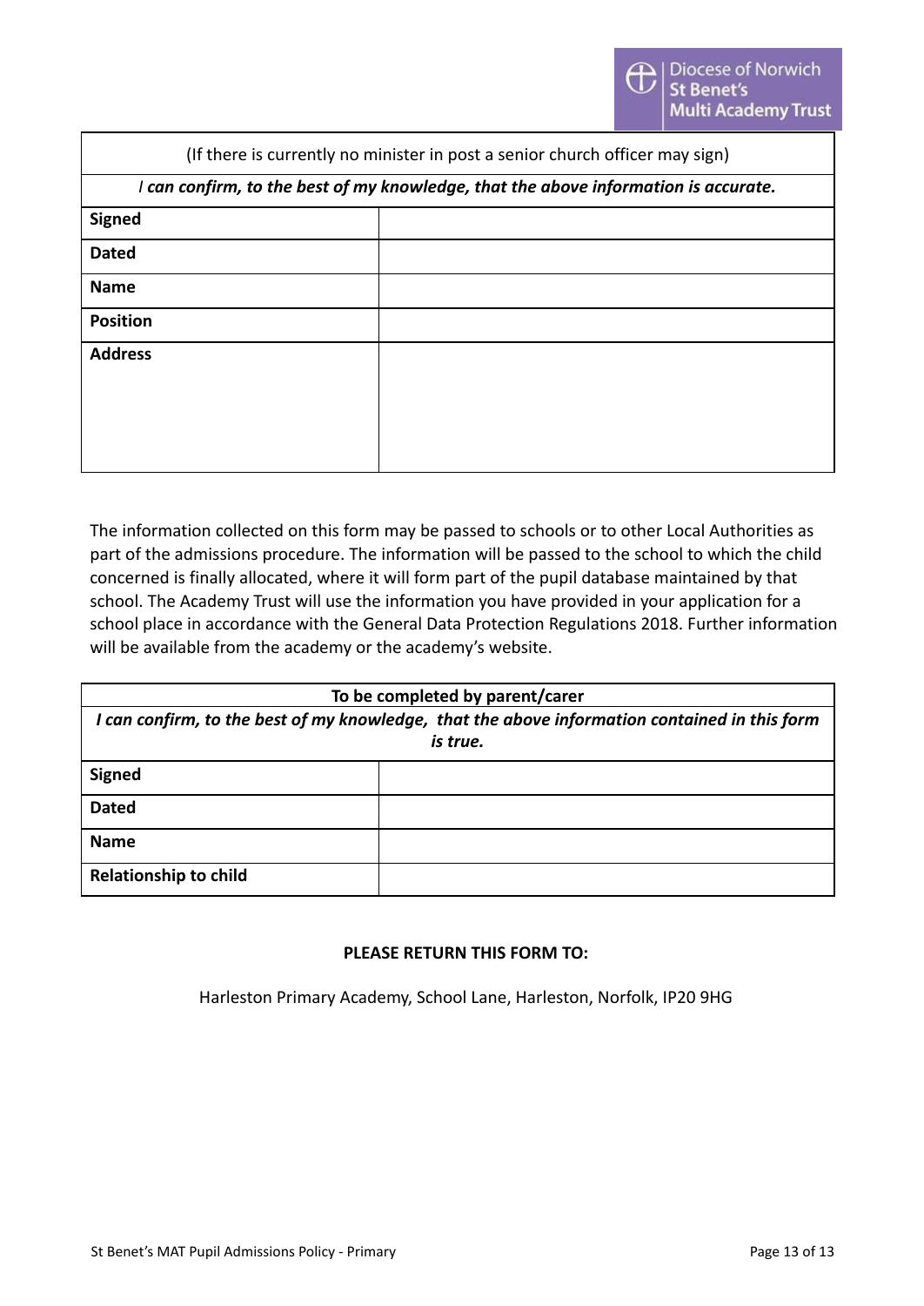| (If there is currently no minister in post a senior church officer may sign) | |
|---|---|
| *I can confirm, to the best of my knowledge, that the above information is accurate.* | |
| **Signed** | |
| **Dated** | |
| **Name** | |
| **Position** | |
| **Address** | |

The information collected on this form may be passed to schools or to other Local Authorities as part of the admissions procedure. The information will be passed to the school to which the child concerned is finally allocated, where it will form part of the pupil database maintained by that school. The Academy Trust will use the information you have provided in your application for a school place in accordance with the General Data Protection Regulations 2018. Further information will be available from the academy or the academy's website.

| To be completed by parent/carer | |
|---|---|
| *I can confirm, to the best of my knowledge, that the above information contained in this form is true.* | |
| **Signed** | |
| **Dated** | |
| **Name** | |
| **Relationship to child** | |

**PLEASE RETURN THIS FORM TO:**

Harleston Primary Academy, School Lane, Harleston, Norfolk, IP20 9HG